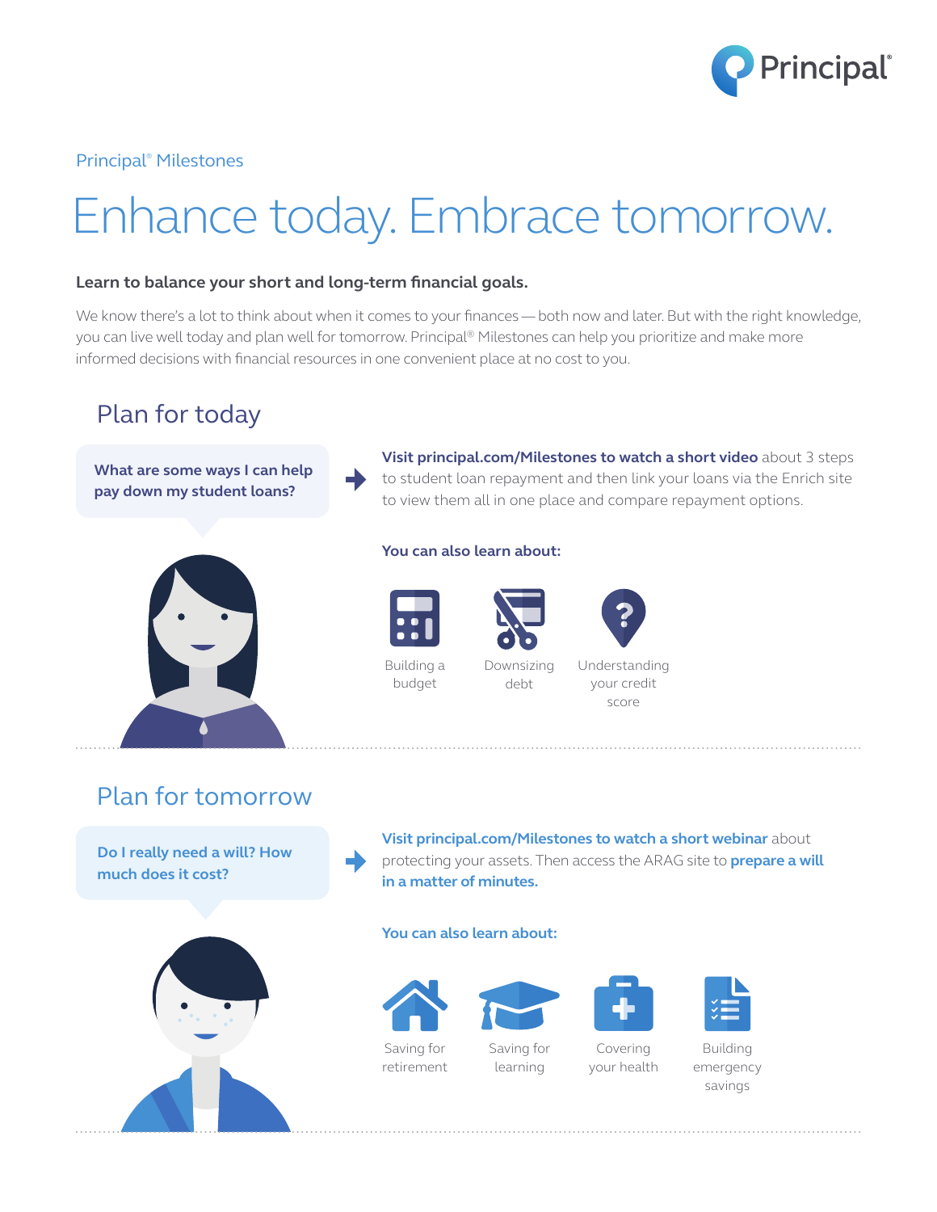Principal® Milestones

# Enhance today. Embrace tomorrow.

**Learn to balance your short and long-term financial goals.**

We know there's a lot to think about when it comes to your finances — both now and later. But with the right knowledge, you can live well today and plan well for tomorrow. Principal® Milestones can help you prioritize and make more informed decisions with financial resources in one convenient place at no cost to you.

## Plan for today

**What are some ways I can help pay down my student loans?**

**Visit principal.com/Milestones to watch a short video** about 3 steps to student loan repayment and then link your loans via the Enrich site to view them all in one place and compare repayment options.

**You can also learn about:**

- Building a budget
- Downsizing debt
- Understanding your credit score

## Plan for tomorrow

**Do I really need a will? How much does it cost?**

**Visit principal.com/Milestones to watch a short webinar** about protecting your assets. Then access the ARAG site to **prepare a will in a matter of minutes.**

**You can also learn about:**

- Saving for retirement
- Saving for learning
- Covering your health
- Building emergency savings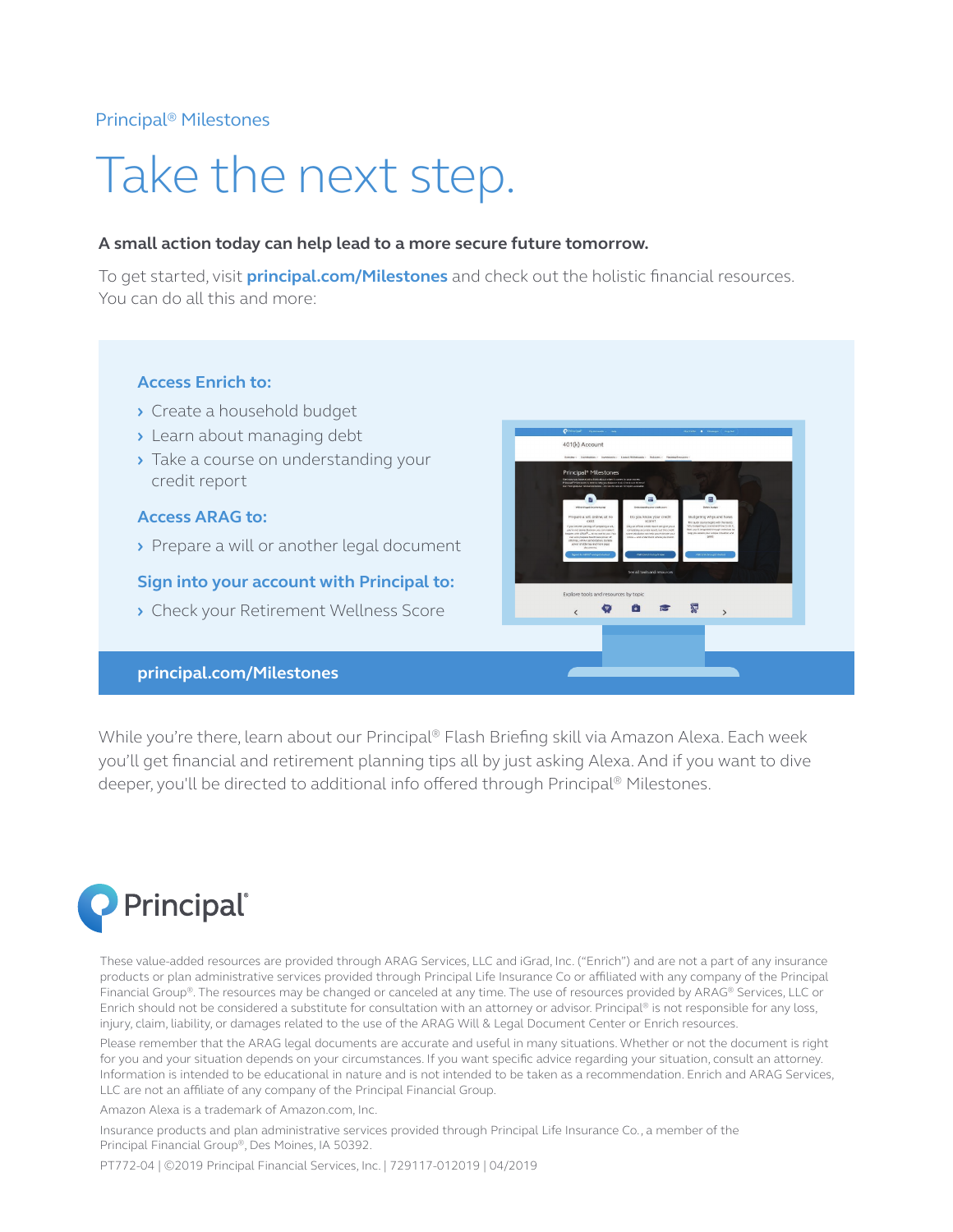Principal® Milestones

# Take the next step.

**A small action today can help lead to a more secure future tomorrow.**

To get started, visit **principal.com/Milestones** and check out the holistic financial resources. You can do all this and more:

### Access Enrich to:

- Create a household budget
- Learn about managing debt
- Take a course on understanding your credit report

### Access ARAG to:

- Prepare a will or another legal document

### Sign into your account with Principal to:

- Check your Retirement Wellness Score

**principal.com/Milestones**

While you're there, learn about our Principal® Flash Briefing skill via Amazon Alexa. Each week you'll get financial and retirement planning tips all by just asking Alexa. And if you want to dive deeper, you'll be directed to additional info offered through Principal® Milestones.

Principal®

These value-added resources are provided through ARAG Services, LLC and iGrad, Inc. ("Enrich") and are not a part of any insurance products or plan administrative services provided through Principal Life Insurance Co or affiliated with any company of the Principal Financial Group®. The resources may be changed or canceled at any time. The use of resources provided by ARAG® Services, LLC or Enrich should not be considered a substitute for consultation with an attorney or advisor. Principal® is not responsible for any loss, injury, claim, liability, or damages related to the use of the ARAG Will & Legal Document Center or Enrich resources.

Please remember that the ARAG legal documents are accurate and useful in many situations. Whether or not the document is right for you and your situation depends on your circumstances. If you want specific advice regarding your situation, consult an attorney. Information is intended to be educational in nature and is not intended to be taken as a recommendation. Enrich and ARAG Services, LLC are not an affiliate of any company of the Principal Financial Group.

Amazon Alexa is a trademark of Amazon.com, Inc.

Insurance products and plan administrative services provided through Principal Life Insurance Co., a member of the Principal Financial Group®, Des Moines, IA 50392.

PT772-04 | ©2019 Principal Financial Services, Inc. | 729117-012019 | 04/2019